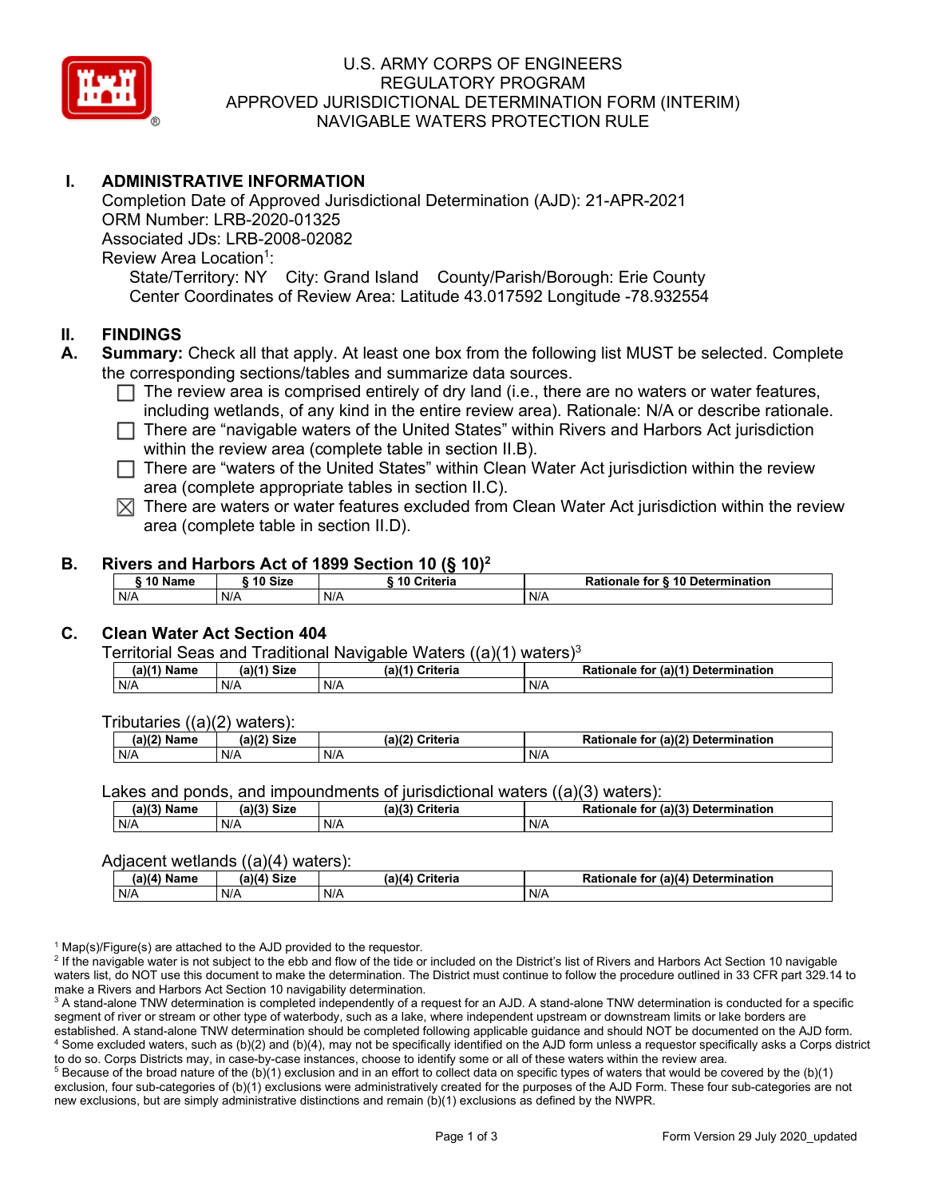# U.S. ARMY CORPS OF ENGINEERS
# REGULATORY PROGRAM
# APPROVED JURISDICTIONAL DETERMINATION FORM (INTERIM)
# NAVIGABLE WATERS PROTECTION RULE

## I. ADMINISTRATIVE INFORMATION

Completion Date of Approved Jurisdictional Determination (AJD): 21-APR-2021
ORM Number: LRB-2020-01325
Associated JDs: LRB-2008-02082
Review Area Location[1]:
State/Territory: NY City: Grand Island County/Parish/Borough: Erie County
Center Coordinates of Review Area: Latitude 43.017592 Longitude -78.932554

## II. FINDINGS

**A. Summary:** Check all that apply. At least one box from the following list MUST be selected. Complete the corresponding sections/tables and summarize data sources.

- ☐ The review area is comprised entirely of dry land (i.e., there are no waters or water features, including wetlands, of any kind in the entire review area). Rationale: N/A or describe rationale.
- ☐ There are "navigable waters of the United States" within Rivers and Harbors Act jurisdiction within the review area (complete table in section II.B).
- ☐ There are "waters of the United States" within Clean Water Act jurisdiction within the review area (complete appropriate tables in section II.C).
- ☒ There are waters or water features excluded from Clean Water Act jurisdiction within the review area (complete table in section II.D).

**B. Rivers and Harbors Act of 1899 Section 10 (§ 10)[2]**

| § 10 Name | § 10 Size | § 10 Criteria | Rationale for § 10 Determination |
|---|---|---|---|
| N/A | N/A | N/A | N/A |

**C. Clean Water Act Section 404**

Territorial Seas and Traditional Navigable Waters ((a)(1) waters)[3]

| (a)(1) Name | (a)(1) Size | (a)(1) Criteria | Rationale for (a)(1) Determination |
|---|---|---|---|
| N/A | N/A | N/A | N/A |

Tributaries ((a)(2) waters):

| (a)(2) Name | (a)(2) Size | (a)(2) Criteria | Rationale for (a)(2) Determination |
|---|---|---|---|
| N/A | N/A | N/A | N/A |

Lakes and ponds, and impoundments of jurisdictional waters ((a)(3) waters):

| (a)(3) Name | (a)(3) Size | (a)(3) Criteria | Rationale for (a)(3) Determination |
|---|---|---|---|
| N/A | N/A | N/A | N/A |

Adjacent wetlands ((a)(4) waters):

| (a)(4) Name | (a)(4) Size | (a)(4) Criteria | Rationale for (a)(4) Determination |
|---|---|---|---|
| N/A | N/A | N/A | N/A |

[1] Map(s)/Figure(s) are attached to the AJD provided to the requestor.
[2] If the navigable water is not subject to the ebb and flow of the tide or included on the District's list of Rivers and Harbors Act Section 10 navigable waters list, do NOT use this document to make the determination. The District must continue to follow the procedure outlined in 33 CFR part 329.14 to make a Rivers and Harbors Act Section 10 navigability determination.
[3] A stand-alone TNW determination is completed independently of a request for an AJD. A stand-alone TNW determination is conducted for a specific segment of river or stream or other type of waterbody, such as a lake, where independent upstream or downstream limits or lake borders are established. A stand-alone TNW determination should be completed following applicable guidance and should NOT be documented on the AJD form.
[4] Some excluded waters, such as (b)(2) and (b)(4), may not be specifically identified on the AJD form unless a requestor specifically asks a Corps district to do so. Corps Districts may, in case-by-case instances, choose to identify some or all of these waters within the review area.
[5] Because of the broad nature of the (b)(1) exclusion and in an effort to collect data on specific types of waters that would be covered by the (b)(1) exclusion, four sub-categories of (b)(1) exclusions were administratively created for the purposes of the AJD Form. These four sub-categories are not new exclusions, but are simply administrative distinctions and remain (b)(1) exclusions as defined by the NWPR.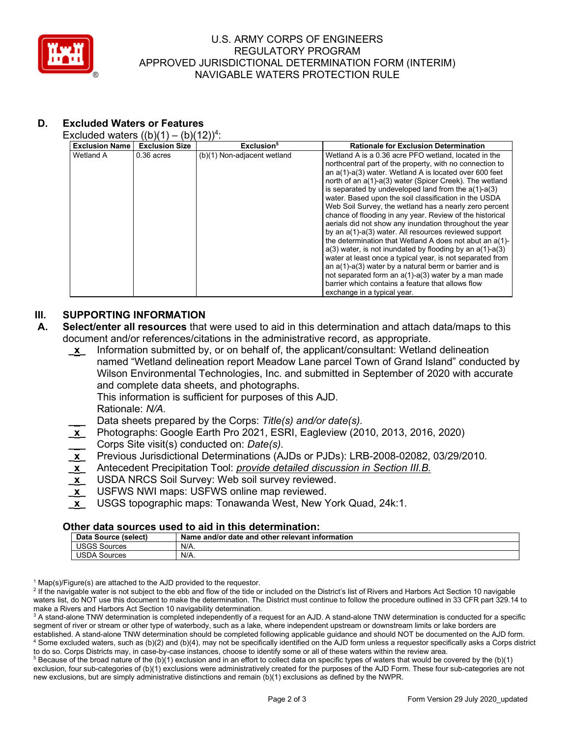## D. Excluded Waters or Features

Excluded waters ((b)(1) – (b)(12))[4]:

| Exclusion Name | Exclusion Size | Exclusion[5] | Rationale for Exclusion Determination |
|---|---|---|---|
| Wetland A | 0.36 acres | (b)(1) Non-adjacent wetland | Wetland A is a 0.36 acre PFO wetland, located in the northcentral part of the property, with no connection to an a(1)-a(3) water. Wetland A is located over 600 feet north of an a(1)-a(3) water (Spicer Creek). The wetland is separated by undeveloped land from the a(1)-a(3) water. Based upon the soil classification in the USDA Web Soil Survey, the wetland has a nearly zero percent chance of flooding in any year. Review of the historical aerials did not show any inundation throughout the year by an a(1)-a(3) water. All resources reviewed support the determination that Wetland A does not abut an a(1)-a(3) water, is not inundated by flooding by an a(1)-a(3) water at least once a typical year, is not separated from an a(1)-a(3) water by a natural berm or barrier and is not separated form an a(1)-a(3) water by a man made barrier which contains a feature that allows flow exchange in a typical year. |

## III. SUPPORTING INFORMATION

**A. Select/enter all resources** that were used to aid in this determination and attach data/maps to this document and/or references/citations in the administrative record, as appropriate.

- _x_ Information submitted by, or on behalf of, the applicant/consultant: Wetland delineation named "Wetland delineation report Meadow Lane parcel Town of Grand Island" conducted by Wilson Environmental Technologies, Inc. and submitted in September of 2020 with accurate and complete data sheets, and photographs.
  This information is sufficient for purposes of this AJD.
  Rationale: *N/A.*
- ___ Data sheets prepared by the Corps: *Title(s) and/or date(s).*
- _x_ Photographs: Google Earth Pro 2021, ESRI, Eagleview (2010, 2013, 2016, 2020)
- ___ Corps Site visit(s) conducted on: *Date(s).*
- _x_ Previous Jurisdictional Determinations (AJDs or PJDs): LRB-2008-02082, 03/29/2010.
- _x_ Antecedent Precipitation Tool: *provide detailed discussion in Section III.B.*
- _x_ USDA NRCS Soil Survey: Web soil survey reviewed.
- _x_ USFWS NWI maps: USFWS online map reviewed.
- _x_ USGS topographic maps: Tonawanda West, New York Quad, 24k:1.

### Other data sources used to aid in this determination:

| Data Source (select) | Name and/or date and other relevant information |
|---|---|
| USGS Sources | N/A. |
| USDA Sources | N/A. |

[1] Map(s)/Figure(s) are attached to the AJD provided to the requestor.

[2] If the navigable water is not subject to the ebb and flow of the tide or included on the District's list of Rivers and Harbors Act Section 10 navigable waters list, do NOT use this document to make the determination. The District must continue to follow the procedure outlined in 33 CFR part 329.14 to make a Rivers and Harbors Act Section 10 navigability determination.

[3] A stand-alone TNW determination is completed independently of a request for an AJD. A stand-alone TNW determination is conducted for a specific segment of river or stream or other type of waterbody, such as a lake, where independent upstream or downstream limits or lake borders are established. A stand-alone TNW determination should be completed following applicable guidance and should NOT be documented on the AJD form.

[4] Some excluded waters, such as (b)(2) and (b)(4), may not be specifically identified on the AJD form unless a requestor specifically asks a Corps district to do so. Corps Districts may, in case-by-case instances, choose to identify some or all of these waters within the review area.

[5] Because of the broad nature of the (b)(1) exclusion and in an effort to collect data on specific types of waters that would be covered by the (b)(1) exclusion, four sub-categories of (b)(1) exclusions were administratively created for the purposes of the AJD Form. These four sub-categories are not new exclusions, but are simply administrative distinctions and remain (b)(1) exclusions as defined by the NWPR.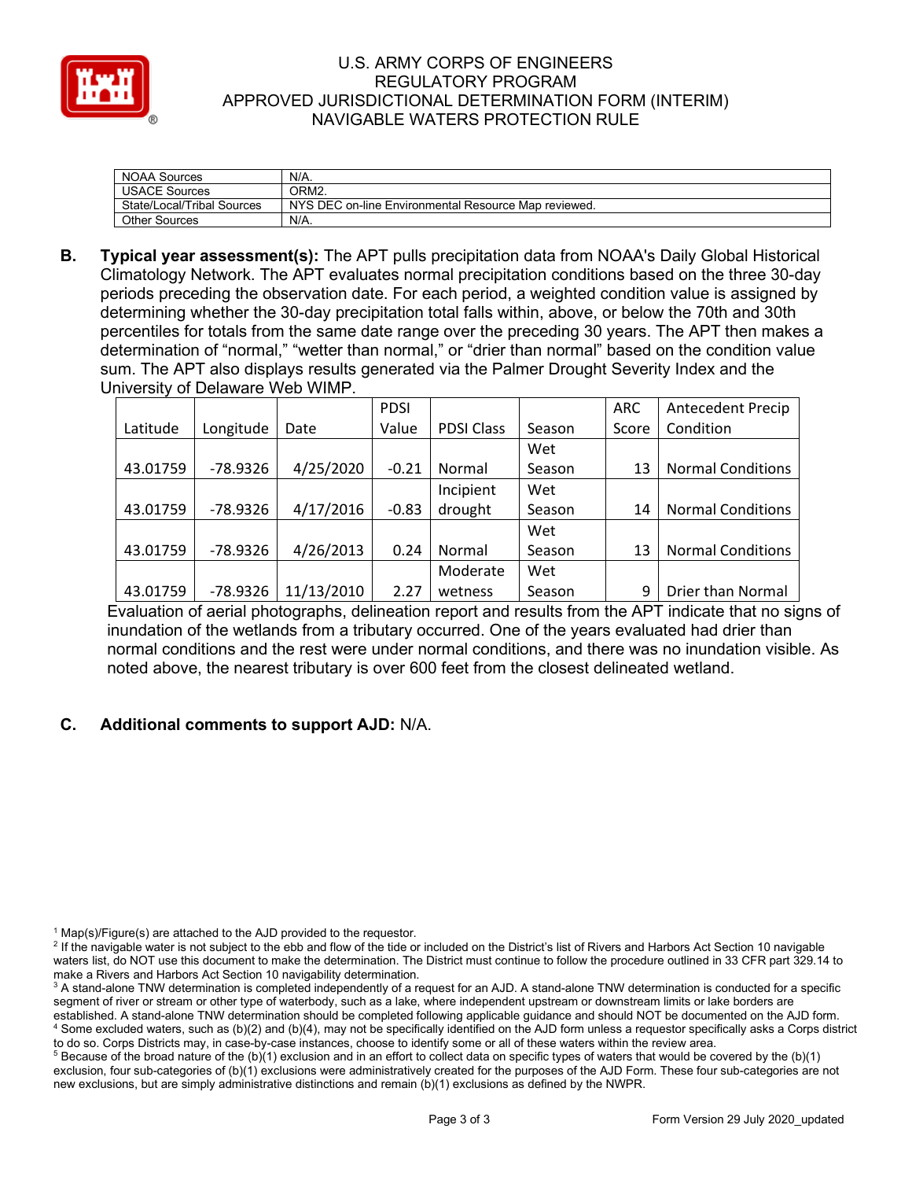| | |
|---|---|
| NOAA Sources | N/A. |
| USACE Sources | ORM2. |
| State/Local/Tribal Sources | NYS DEC on-line Environmental Resource Map reviewed. |
| Other Sources | N/A. |

**B. Typical year assessment(s):** The APT pulls precipitation data from NOAA's Daily Global Historical Climatology Network. The APT evaluates normal precipitation conditions based on the three 30-day periods preceding the observation date. For each period, a weighted condition value is assigned by determining whether the 30-day precipitation total falls within, above, or below the 70th and 30th percentiles for totals from the same date range over the preceding 30 years. The APT then makes a determination of "normal," "wetter than normal," or "drier than normal" based on the condition value sum. The APT also displays results generated via the Palmer Drought Severity Index and the University of Delaware Web WIMP.

| Latitude | Longitude | Date | PDSI Value | PDSI Class | Season | ARC Score | Antecedent Precip Condition |
|---|---|---|---|---|---|---|---|
| 43.01759 | -78.9326 | 4/25/2020 | -0.21 | Normal | Wet Season | 13 | Normal Conditions |
| 43.01759 | -78.9326 | 4/17/2016 | -0.83 | Incipient drought | Wet Season | 14 | Normal Conditions |
| 43.01759 | -78.9326 | 4/26/2013 | 0.24 | Normal | Wet Season | 13 | Normal Conditions |
| 43.01759 | -78.9326 | 11/13/2010 | 2.27 | Moderate wetness | Wet Season | 9 | Drier than Normal |

Evaluation of aerial photographs, delineation report and results from the APT indicate that no signs of inundation of the wetlands from a tributary occurred. One of the years evaluated had drier than normal conditions and the rest were under normal conditions, and there was no inundation visible. As noted above, the nearest tributary is over 600 feet from the closest delineated wetland.

**C. Additional comments to support AJD:** N/A.

[1] Map(s)/Figure(s) are attached to the AJD provided to the requestor.
[2] If the navigable water is not subject to the ebb and flow of the tide or included on the District's list of Rivers and Harbors Act Section 10 navigable waters list, do NOT use this document to make the determination. The District must continue to follow the procedure outlined in 33 CFR part 329.14 to make a Rivers and Harbors Act Section 10 navigability determination.
[3] A stand-alone TNW determination is completed independently of a request for an AJD. A stand-alone TNW determination is conducted for a specific segment of river or stream or other type of waterbody, such as a lake, where independent upstream or downstream limits or lake borders are established. A stand-alone TNW determination should be completed following applicable guidance and should NOT be documented on the AJD form.
[4] Some excluded waters, such as (b)(2) and (b)(4), may not be specifically identified on the AJD form unless a requestor specifically asks a Corps district to do so. Corps Districts may, in case-by-case instances, choose to identify some or all of these waters within the review area.
[5] Because of the broad nature of the (b)(1) exclusion and in an effort to collect data on specific types of waters that would be covered by the (b)(1) exclusion, four sub-categories of (b)(1) exclusions were administratively created for the purposes of the AJD Form. These four sub-categories are not new exclusions, but are simply administrative distinctions and remain (b)(1) exclusions as defined by the NWPR.